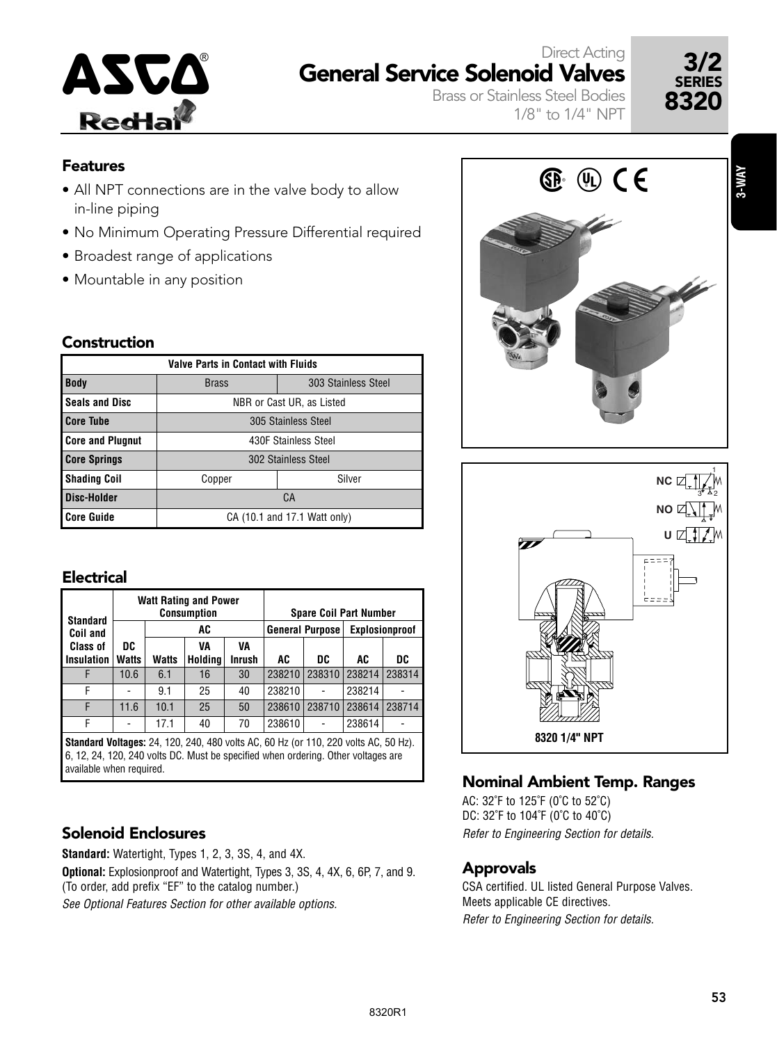# Direct Acting General Service Solenoid Valves

Brass or Stainless Steel Bodies
1/8" to 1/4" NPT

**3/2 SERIES 8320**

## Features

- All NPT connections are in the valve body to allow in-line piping
- No Minimum Operating Pressure Differential required
- Broadest range of applications
- Mountable in any position

## Construction

| Valve Parts in Contact with Fluids | | |
|---|---|---|
| **Body** | Brass | 303 Stainless Steel |
| **Seals and Disc** | NBR or Cast UR, as Listed | |
| **Core Tube** | 305 Stainless Steel | |
| **Core and Plugnut** | 430F Stainless Steel | |
| **Core Springs** | 302 Stainless Steel | |
| **Shading Coil** | Copper | Silver |
| **Disc-Holder** | CA | |
| **Core Guide** | CA (10.1 and 17.1 Watt only) | |

## Electrical

| Standard Coil and Class of Insulation | Watt Rating and Power Consumption | | | | Spare Coil Part Number | | | |
|---|---|---|---|---|---|---|---|---|
| | DC | AC | | | General Purpose | | Explosionproof | |
| | DC Watts | Watts | VA Holding | VA Inrush | AC | DC | AC | DC |
| F | 10.6 | 6.1 | 16 | 30 | 238210 | 238310 | 238214 | 238314 |
| F | - | 9.1 | 25 | 40 | 238210 | - | 238214 | - |
| F | 11.6 | 10.1 | 25 | 50 | 238610 | 238710 | 238614 | 238714 |
| F | - | 17.1 | 40 | 70 | 238610 | - | 238614 | - |

**Standard Voltages:** 24, 120, 240, 480 volts AC, 60 Hz (or 110, 220 volts AC, 50 Hz). 6, 12, 24, 120, 240 volts DC. Must be specified when ordering. Other voltages are available when required.

## Solenoid Enclosures

**Standard:** Watertight, Types 1, 2, 3, 3S, 4, and 4X.

**Optional:** Explosionproof and Watertight, Types 3, 3S, 4, 4X, 6, 6P, 7, and 9. (To order, add prefix "EF" to the catalog number.)

*See Optional Features Section for other available options.*

NC / NO / U

8320 1/4" NPT

## Nominal Ambient Temp. Ranges

AC: 32˚F to 125˚F (0˚C to 52˚C)
DC: 32˚F to 104˚F (0˚C to 40˚C)
*Refer to Engineering Section for details.*

## Approvals

CSA certified. UL listed General Purpose Valves. Meets applicable CE directives.
*Refer to Engineering Section for details.*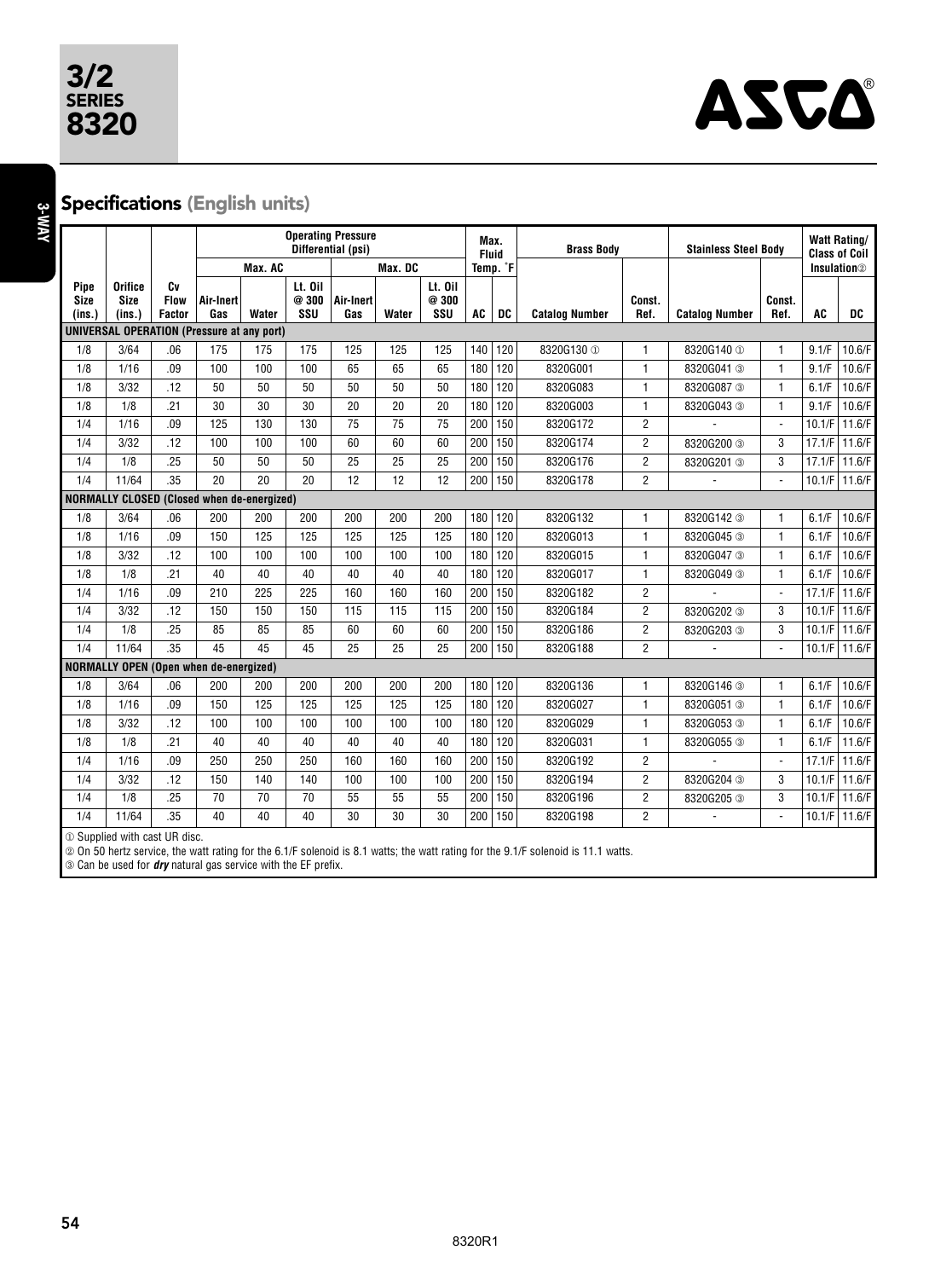## Specifications (English units)

| Pipe Size (ins.) | Orifice Size (ins.) | Cv Flow Factor | Operating Pressure Differential (psi) Max. AC Air-Inert Gas | Max. AC Water | Max. AC Lt. Oil @ 300 SSU | Max. DC Air-Inert Gas | Max. DC Water | Max. DC Lt. Oil @ 300 SSU | Max. Fluid Temp. °F AC | Max. Fluid Temp. °F DC | Brass Body Catalog Number | Brass Body Const. Ref. | Stainless Steel Body Catalog Number | Stainless Steel Body Const. Ref. | Watt Rating/Class of Coil Insulation② AC | Watt Rating/Class of Coil Insulation② DC |
|---|---|---|---|---|---|---|---|---|---|---|---|---|---|---|---|---|
| **UNIVERSAL OPERATION (Pressure at any port)** | | | | | | | | | | | | | | | | |
| 1/8 | 3/64 | .06 | 175 | 175 | 175 | 125 | 125 | 125 | 140 | 120 | 8320G130 ① | 1 | 8320G140 ① | 1 | 9.1/F | 10.6/F |
| 1/8 | 1/16 | .09 | 100 | 100 | 100 | 65 | 65 | 65 | 180 | 120 | 8320G001 | 1 | 8320G041 ③ | 1 | 9.1/F | 10.6/F |
| 1/8 | 3/32 | .12 | 50 | 50 | 50 | 50 | 50 | 50 | 180 | 120 | 8320G083 | 1 | 8320G087 ③ | 1 | 6.1/F | 10.6/F |
| 1/8 | 1/8 | .21 | 30 | 30 | 30 | 20 | 20 | 20 | 180 | 120 | 8320G003 | 1 | 8320G043 ③ | 1 | 9.1/F | 10.6/F |
| 1/4 | 1/16 | .09 | 125 | 130 | 130 | 75 | 75 | 75 | 200 | 150 | 8320G172 | 2 | - | - | 10.1/F | 11.6/F |
| 1/4 | 3/32 | .12 | 100 | 100 | 100 | 60 | 60 | 60 | 200 | 150 | 8320G174 | 2 | 8320G200 ③ | 3 | 17.1/F | 11.6/F |
| 1/4 | 1/8 | .25 | 50 | 50 | 50 | 25 | 25 | 25 | 200 | 150 | 8320G176 | 2 | 8320G201 ③ | 3 | 17.1/F | 11.6/F |
| 1/4 | 11/64 | .35 | 20 | 20 | 20 | 12 | 12 | 12 | 200 | 150 | 8320G178 | 2 | - | - | 10.1/F | 11.6/F |
| **NORMALLY CLOSED (Closed when de-energized)** | | | | | | | | | | | | | | | | |
| 1/8 | 3/64 | .06 | 200 | 200 | 200 | 200 | 200 | 200 | 180 | 120 | 8320G132 | 1 | 8320G142 ③ | 1 | 6.1/F | 10.6/F |
| 1/8 | 1/16 | .09 | 150 | 125 | 125 | 125 | 125 | 125 | 180 | 120 | 8320G013 | 1 | 8320G045 ③ | 1 | 6.1/F | 10.6/F |
| 1/8 | 3/32 | .12 | 100 | 100 | 100 | 100 | 100 | 100 | 180 | 120 | 8320G015 | 1 | 8320G047 ③ | 1 | 6.1/F | 10.6/F |
| 1/8 | 1/8 | .21 | 40 | 40 | 40 | 40 | 40 | 40 | 180 | 120 | 8320G017 | 1 | 8320G049 ③ | 1 | 6.1/F | 10.6/F |
| 1/4 | 1/16 | .09 | 210 | 225 | 225 | 160 | 160 | 160 | 200 | 150 | 8320G182 | 2 | - | - | 17.1/F | 11.6/F |
| 1/4 | 3/32 | .12 | 150 | 150 | 150 | 115 | 115 | 115 | 200 | 150 | 8320G184 | 2 | 8320G202 ③ | 3 | 10.1/F | 11.6/F |
| 1/4 | 1/8 | .25 | 85 | 85 | 85 | 60 | 60 | 60 | 200 | 150 | 8320G186 | 2 | 8320G203 ③ | 3 | 10.1/F | 11.6/F |
| 1/4 | 11/64 | .35 | 45 | 45 | 45 | 25 | 25 | 25 | 200 | 150 | 8320G188 | 2 | - | - | 10.1/F | 11.6/F |
| **NORMALLY OPEN (Open when de-energized)** | | | | | | | | | | | | | | | | |
| 1/8 | 3/64 | .06 | 200 | 200 | 200 | 200 | 200 | 200 | 180 | 120 | 8320G136 | 1 | 8320G146 ③ | 1 | 6.1/F | 10.6/F |
| 1/8 | 1/16 | .09 | 150 | 125 | 125 | 125 | 125 | 125 | 180 | 120 | 8320G027 | 1 | 8320G051 ③ | 1 | 6.1/F | 10.6/F |
| 1/8 | 3/32 | .12 | 100 | 100 | 100 | 100 | 100 | 100 | 180 | 120 | 8320G029 | 1 | 8320G053 ③ | 1 | 6.1/F | 10.6/F |
| 1/8 | 1/8 | .21 | 40 | 40 | 40 | 40 | 40 | 40 | 180 | 120 | 8320G031 | 1 | 8320G055 ③ | 1 | 6.1/F | 11.6/F |
| 1/4 | 1/16 | .09 | 250 | 250 | 250 | 160 | 160 | 160 | 200 | 150 | 8320G192 | 2 | - | - | 17.1/F | 11.6/F |
| 1/4 | 3/32 | .12 | 150 | 140 | 140 | 100 | 100 | 100 | 200 | 150 | 8320G194 | 2 | 8320G204 ③ | 3 | 10.1/F | 11.6/F |
| 1/4 | 1/8 | .25 | 70 | 70 | 70 | 55 | 55 | 55 | 200 | 150 | 8320G196 | 2 | 8320G205 ③ | 3 | 10.1/F | 11.6/F |
| 1/4 | 11/64 | .35 | 40 | 40 | 40 | 30 | 30 | 30 | 200 | 150 | 8320G198 | 2 | - | - | 10.1/F | 11.6/F |

① Supplied with cast UR disc.
② On 50 hertz service, the watt rating for the 6.1/F solenoid is 8.1 watts; the watt rating for the 9.1/F solenoid is 11.1 watts.
③ Can be used for ***dry*** natural gas service with the EF prefix.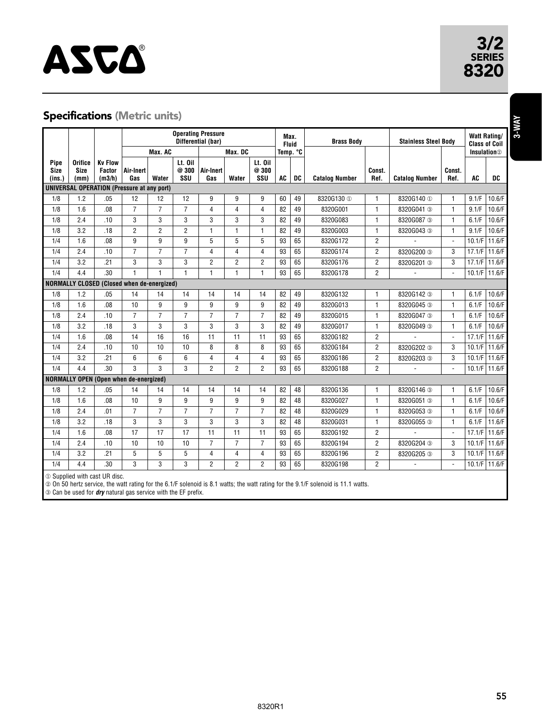ASCO®

# 3/2 SERIES 8320

3-WAY

## Specifications (Metric units)

| Pipe Size (ins.) | Orifice Size (mm) | Kv Flow Factor (m3/h) | Operating Pressure Differential (bar) Max. AC Air-Inert Gas | Max. AC Water | Max. AC Lt. Oil @ 300 SSU | Max. DC Air-Inert Gas | Max. DC Water | Max. DC Lt. Oil @ 300 SSU | Max. Fluid Temp. °C AC | Max. Fluid Temp. °C DC | Brass Body Catalog Number | Brass Body Const. Ref. | Stainless Steel Body Catalog Number | Stainless Steel Body Const. Ref. | Watt Rating/ Class of Coil Insulation② AC | Watt Rating/ Class of Coil Insulation② DC |
|---|---|---|---|---|---|---|---|---|---|---|---|---|---|---|---|---|
| **UNIVERSAL OPERATION (Pressure at any port)** | | | | | | | | | | | | | | | | |
| 1/8 | 1.2 | .05 | 12 | 12 | 12 | 9 | 9 | 9 | 60 | 49 | 8320G130 ① | 1 | 8320G140 ① | 1 | 9.1/F | 10.6/F |
| 1/8 | 1.6 | .08 | 7 | 7 | 7 | 4 | 4 | 4 | 82 | 49 | 8320G001 | 1 | 8320G041 ③ | 1 | 9.1/F | 10.6/F |
| 1/8 | 2.4 | .10 | 3 | 3 | 3 | 3 | 3 | 3 | 82 | 49 | 8320G083 | 1 | 8320G087 ③ | 1 | 6.1/F | 10.6/F |
| 1/8 | 3.2 | .18 | 2 | 2 | 2 | 1 | 1 | 1 | 82 | 49 | 8320G003 | 1 | 8320G043 ③ | 1 | 9.1/F | 10.6/F |
| 1/4 | 1.6 | .08 | 9 | 9 | 9 | 5 | 5 | 5 | 93 | 65 | 8320G172 | 2 | - | - | 10.1/F | 11.6/F |
| 1/4 | 2.4 | .10 | 7 | 7 | 7 | 4 | 4 | 4 | 93 | 65 | 8320G174 | 2 | 8320G200 ③ | 3 | 17.1/F | 11.6/F |
| 1/4 | 3.2 | .21 | 3 | 3 | 3 | 2 | 2 | 2 | 93 | 65 | 8320G176 | 2 | 8320G201 ③ | 3 | 17.1/F | 11.6/F |
| 1/4 | 4.4 | .30 | 1 | 1 | 1 | 1 | 1 | 1 | 93 | 65 | 8320G178 | 2 | - | - | 10.1/F | 11.6/F |
| **NORMALLY CLOSED (Closed when de-energized)** | | | | | | | | | | | | | | | | |
| 1/8 | 1.2 | .05 | 14 | 14 | 14 | 14 | 14 | 14 | 82 | 49 | 8320G132 | 1 | 8320G142 ③ | 1 | 6.1/F | 10.6/F |
| 1/8 | 1.6 | .08 | 10 | 9 | 9 | 9 | 9 | 9 | 82 | 49 | 8320G013 | 1 | 8320G045 ③ | 1 | 6.1/F | 10.6/F |
| 1/8 | 2.4 | .10 | 7 | 7 | 7 | 7 | 7 | 7 | 82 | 49 | 8320G015 | 1 | 8320G047 ③ | 1 | 6.1/F | 10.6/F |
| 1/8 | 3.2 | .18 | 3 | 3 | 3 | 3 | 3 | 3 | 82 | 49 | 8320G017 | 1 | 8320G049 ③ | 1 | 6.1/F | 10.6/F |
| 1/4 | 1.6 | .08 | 14 | 16 | 16 | 11 | 11 | 11 | 93 | 65 | 8320G182 | 2 | - | - | 17.1/F | 11.6/F |
| 1/4 | 2.4 | .10 | 10 | 10 | 10 | 8 | 8 | 8 | 93 | 65 | 8320G184 | 2 | 8320G202 ③ | 3 | 10.1/F | 11.6/F |
| 1/4 | 3.2 | .21 | 6 | 6 | 6 | 4 | 4 | 4 | 93 | 65 | 8320G186 | 2 | 8320G203 ③ | 3 | 10.1/F | 11.6/F |
| 1/4 | 4.4 | .30 | 3 | 3 | 3 | 2 | 2 | 2 | 93 | 65 | 8320G188 | 2 | - | - | 10.1/F | 11.6/F |
| **NORMALLY OPEN (Open when de-energized)** | | | | | | | | | | | | | | | | |
| 1/8 | 1.2 | .05 | 14 | 14 | 14 | 14 | 14 | 14 | 82 | 48 | 8320G136 | 1 | 8320G146 ③ | 1 | 6.1/F | 10.6/F |
| 1/8 | 1.6 | .08 | 10 | 9 | 9 | 9 | 9 | 9 | 82 | 48 | 8320G027 | 1 | 8320G051 ③ | 1 | 6.1/F | 10.6/F |
| 1/8 | 2.4 | .01 | 7 | 7 | 7 | 7 | 7 | 7 | 82 | 48 | 8320G029 | 1 | 8320G053 ③ | 1 | 6.1/F | 10.6/F |
| 1/8 | 3.2 | .18 | 3 | 3 | 3 | 3 | 3 | 3 | 82 | 48 | 8320G031 | 1 | 8320G055 ③ | 1 | 6.1/F | 11.6/F |
| 1/4 | 1.6 | .08 | 17 | 17 | 17 | 11 | 11 | 11 | 93 | 65 | 8320G192 | 2 | - | - | 17.1/F | 11.6/F |
| 1/4 | 2.4 | .10 | 10 | 10 | 10 | 7 | 7 | 7 | 93 | 65 | 8320G194 | 2 | 8320G204 ③ | 3 | 10.1/F | 11.6/F |
| 1/4 | 3.2 | .21 | 5 | 5 | 5 | 4 | 4 | 4 | 93 | 65 | 8320G196 | 2 | 8320G205 ③ | 3 | 10.1/F | 11.6/F |
| 1/4 | 4.4 | .30 | 3 | 3 | 3 | 2 | 2 | 2 | 93 | 65 | 8320G198 | 2 | - | - | 10.1/F | 11.6/F |

① Supplied with cast UR disc.
② On 50 hertz service, the watt rating for the 6.1/F solenoid is 8.1 watts; the watt rating for the 9.1/F solenoid is 11.1 watts.
③ Can be used for ***dry*** natural gas service with the EF prefix.

8320R1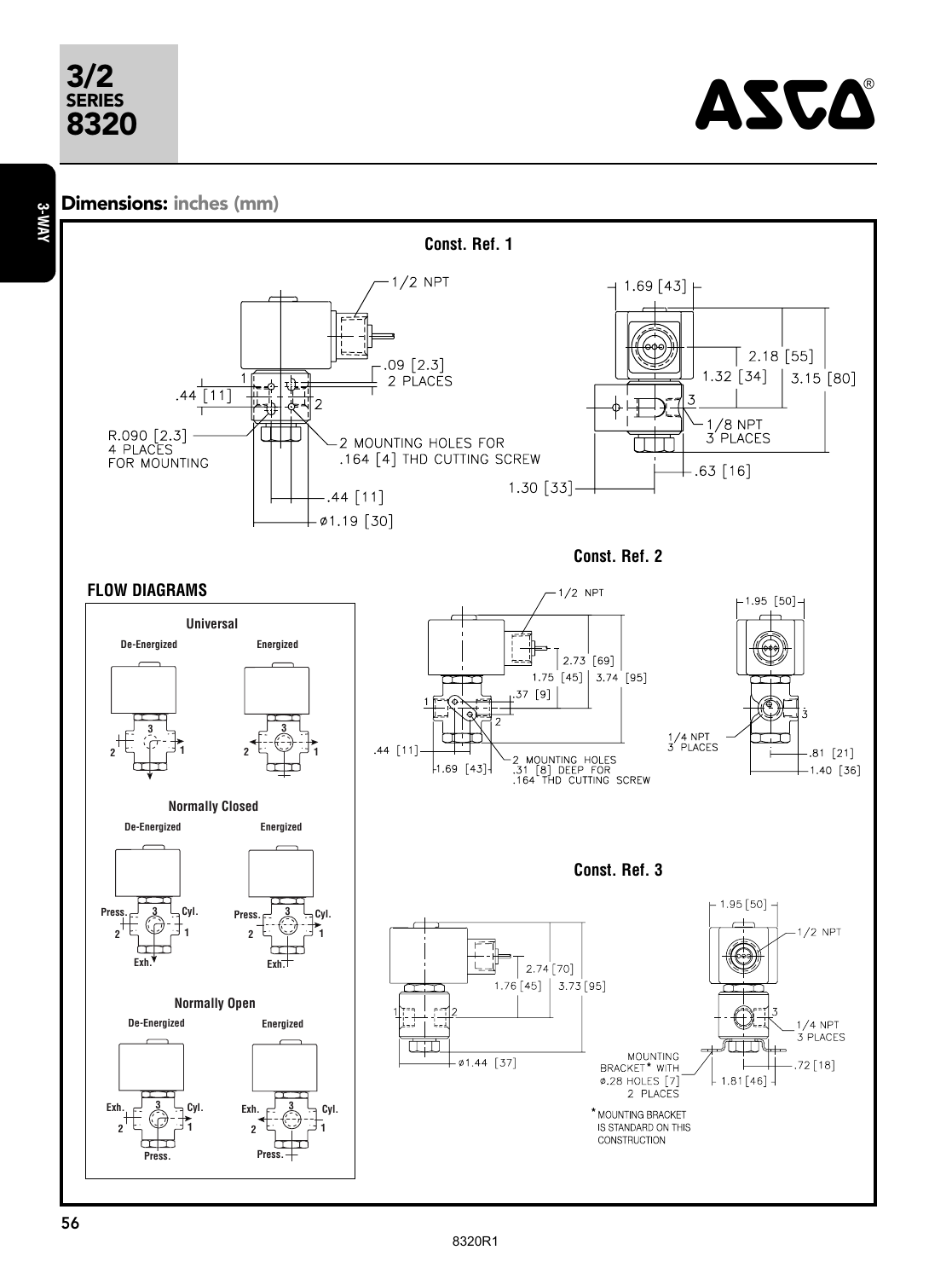## Dimensions: inches (mm)

### Const. Ref. 1

1/2 NPT

.09 [2.3]
2 PLACES

.44 [11]

1

2

R.090 [2.3]
4 PLACES
FOR MOUNTING

2 MOUNTING HOLES FOR
.164 [4] THD CUTTING SCREW

.44 [11]

ø1.19 [30]

1.69 [43]

2.18 [55]

1.32 [34]

3.15 [80]

3

1/8 NPT
3 PLACES

.63 [16]

1.30 [33]

### Const. Ref. 2

1/2 NPT

2.73 [69]

1.75 [45]

3.74 [95]

.37 [9]

1

2

.44 [11]

1.69 [43]

2 MOUNTING HOLES
.31 [8] DEEP FOR
.164 THD CUTTING SCREW

1.95 [50]

3

1/4 NPT
3 PLACES

.81 [21]

1.40 [36]

### Const. Ref. 3

2.74 [70]

1.76 [45]

3.73 [95]

1

2

ø1.44 [37]

1.95 [50]

1/2 NPT

3

1/4 NPT
3 PLACES

MOUNTING
BRACKET* WITH
ø.28 HOLES [7]
2 PLACES

1.81 [46]

.72 [18]

\* MOUNTING BRACKET IS STANDARD ON THIS CONSTRUCTION

### FLOW DIAGRAMS

**Universal**

De-Energized

Energized

3

2

1

**Normally Closed**

De-Energized

Energized

Press.

3

Cyl.

2

1

Exh.

**Normally Open**

De-Energized

Energized

Exh.

3

Cyl.

2

1

Press.